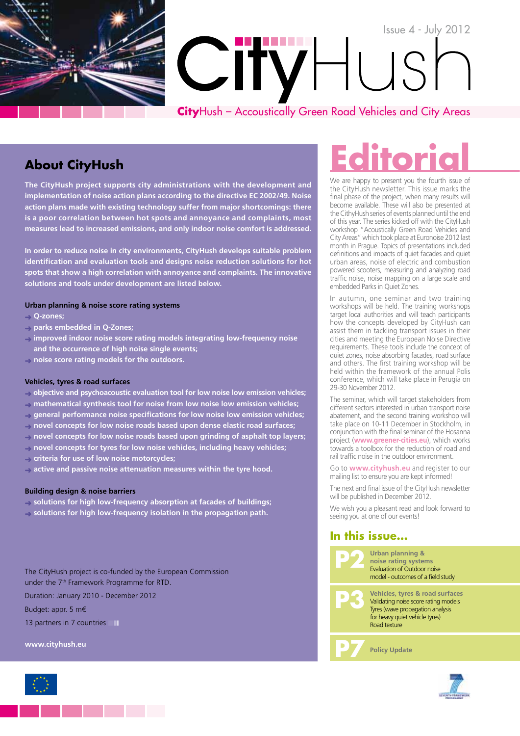# CityHush

Issue 4 - July 2012

**City**Hush – Accoustically Green Road Vehicles and City Areas

## About CityHush

**The CityHush project supports city administrations with the development and implementation of noise action plans according to the directive EC 2002/49. Noise action plans made with existing technology suffer from major shortcomings: there is a poor correlation between hot spots and annoyance and complaints, most measures lead to increased emissions, and only indoor noise comfort is addressed.**

**In order to reduce noise in city environments, CityHush develops suitable problem identification and evaluation tools and designs noise reduction solutions for hot spots that show a high correlation with annoyance and complaints. The innovative solutions and tools under development are listed below.**

**Urban planning & noise score rating systems**

- Q-zones;
- parks embedded in Q-Zones;
- improved indoor noise score rating models integrating low-frequency noise and the occurrence of high noise single events;
- noise score rating models for the outdoors.

**Vehicles, tyres & road surfaces**

- objective and psychoacoustic evaluation tool for low noise low emission vehicles;
- mathematical synthesis tool for noise from low noise low emission vehicles;
- general performance noise specifications for low noise low emission vehicles;
- novel concepts for low noise roads based upon dense elastic road surfaces;
- novel concepts for low noise roads based upon grinding of asphalt top layers;
- novel concepts for tyres for low noise vehicles, including heavy vehicles;
- criteria for use of low noise motorcycles;
- active and passive noise attenuation measures within the tyre hood.

**Building design & noise barriers**

- solutions for high low-frequency absorption at facades of buildings;
- solutions for high low-frequency isolation in the propagation path.

The CityHush project is co-funded by the European Commission under the 7th Framework Programme for RTD.

Duration: January 2010 - December 2012

Budget: appr. 5 m€

13 partners in 7 countries

www.cityhush.eu

# Editorial

We are happy to present you the fourth issue of the CityHush newsletter. This issue marks the final phase of the project, when many results will become available. These will also be presented at the CithyHush series of events planned until the end of this year. The series kicked off with the CityHush workshop "Acoustically Green Road Vehicles and City Areas" which took place at Euronoise 2012 last month in Prague. Topics of presentations included definitions and impacts of quiet facades and quiet urban areas, noise of electric and combustion powered scooters, measuring and analyzing road traffic noise, noise mapping on a large scale and embedded Parks in Quiet Zones.

In autumn, one seminar and two training workshops will be held. The training workshops target local authorities and will teach participants how the concepts developed by CityHush can assist them in tackling transport issues in their cities and meeting the European Noise Directive requirements. These tools include the concept of quiet zones, noise absorbing facades, road surface and others. The first training workshop will be held within the framework of the annual Polis conference, which will take place in Perugia on 29-30 November 2012.

The seminar, which will target stakeholders from different sectors interested in urban transport noise abatement, and the second training workshop will take place on 10-11 December in Stockholm, in conjunction with the final seminar of the Hosanna project (**www.greener-cities.eu**), which works towards a toolbox for the reduction of road and rail traffic noise in the outdoor environment.

Go to **www.cityhush.eu** and register to our mailing list to ensure you are kept informed!

The next and final issue of the CityHush newsletter will be published in December 2012.

We wish you a pleasant read and look forward to seeing you at one of our events!

## In this issue...

**P2** **Urban planning & noise rating systems**
Evaluation of Outdoor noise model - outcomes of a field study

**P3** **Vehicles, tyres & road surfaces**
Validating noise score rating models
Tyres (wave propagation analysis for heavy quiet vehicle tyres)
Road texture

**P7** **Policy Update**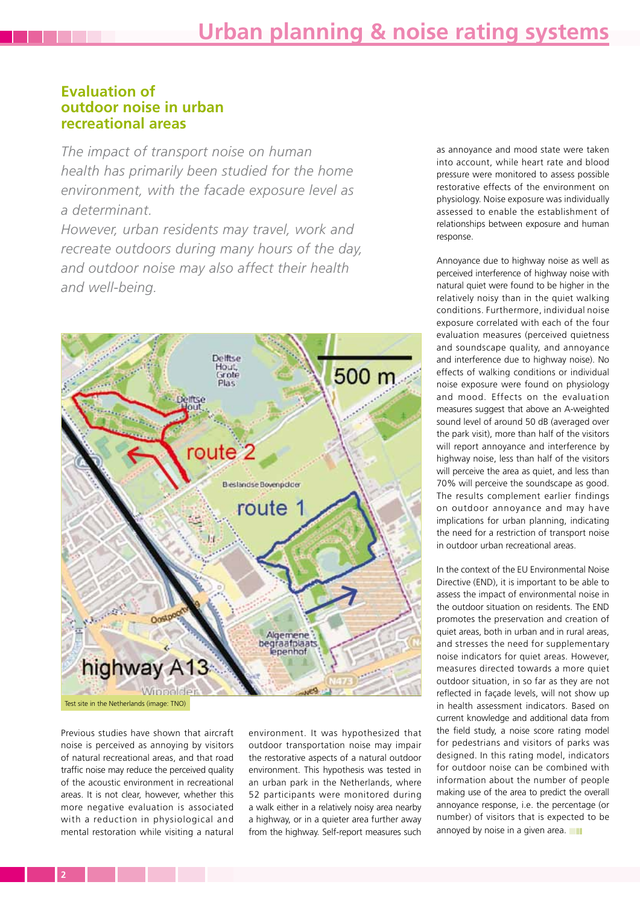## Evaluation of outdoor noise in urban recreational areas

*The impact of transport noise on human health has primarily been studied for the home environment, with the facade exposure level as a determinant.*
*However, urban residents may travel, work and recreate outdoors during many hours of the day, and outdoor noise may also affect their health and well-being.*

Test site in the Netherlands (image: TNO)

Previous studies have shown that aircraft noise is perceived as annoying by visitors of natural recreational areas, and that road traffic noise may reduce the perceived quality of the acoustic environment in recreational areas. It is not clear, however, whether this more negative evaluation is associated with a reduction in physiological and mental restoration while visiting a natural environment. It was hypothesized that outdoor transportation noise may impair the restorative aspects of a natural outdoor environment. This hypothesis was tested in an urban park in the Netherlands, where 52 participants were monitored during a walk either in a relatively noisy area nearby a highway, or in a quieter area further away from the highway. Self-report measures such as annoyance and mood state were taken into account, while heart rate and blood pressure were monitored to assess possible restorative effects of the environment on physiology. Noise exposure was individually assessed to enable the establishment of relationships between exposure and human response.

Annoyance due to highway noise as well as perceived interference of highway noise with natural quiet were found to be higher in the relatively noisy than in the quiet walking conditions. Furthermore, individual noise exposure correlated with each of the four evaluation measures (perceived quietness and soundscape quality, and annoyance and interference due to highway noise). No effects of walking conditions or individual noise exposure were found on physiology and mood. Effects on the evaluation measures suggest that above an A-weighted sound level of around 50 dB (averaged over the park visit), more than half of the visitors will report annoyance and interference by highway noise, less than half of the visitors will perceive the area as quiet, and less than 70% will perceive the soundscape as good. The results complement earlier findings on outdoor annoyance and may have implications for urban planning, indicating the need for a restriction of transport noise in outdoor urban recreational areas.

In the context of the EU Environmental Noise Directive (END), it is important to be able to assess the impact of environmental noise in the outdoor situation on residents. The END promotes the preservation and creation of quiet areas, both in urban and in rural areas, and stresses the need for supplementary noise indicators for quiet areas. However, measures directed towards a more quiet outdoor situation, in so far as they are not reflected in façade levels, will not show up in health assessment indicators. Based on current knowledge and additional data from the field study, a noise score rating model for pedestrians and visitors of parks was designed. In this rating model, indicators for outdoor noise can be combined with information about the number of people making use of the area to predict the overall annoyance response, i.e. the percentage (or number) of visitors that is expected to be annoyed by noise in a given area.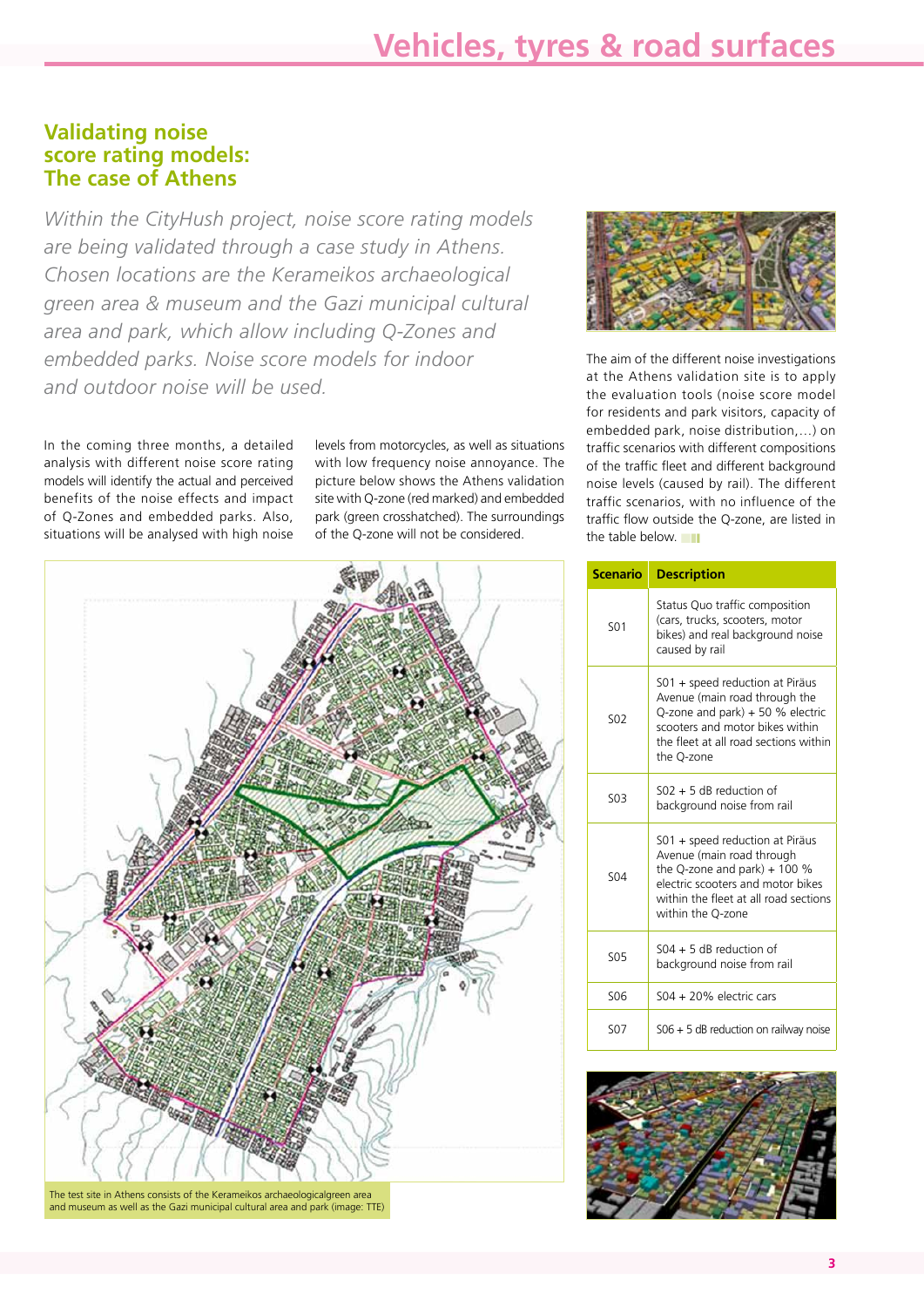## Validating noise score rating models: The case of Athens

*Within the CityHush project, noise score rating models are being validated through a case study in Athens. Chosen locations are the Kerameikos archaeological green area & museum and the Gazi municipal cultural area and park, which allow including Q-Zones and embedded parks. Noise score models for indoor and outdoor noise will be used.*

In the coming three months, a detailed analysis with different noise score rating models will identify the actual and perceived benefits of the noise effects and impact of Q-Zones and embedded parks. Also, situations will be analysed with high noise levels from motorcycles, as well as situations with low frequency noise annoyance. The picture below shows the Athens validation site with Q-zone (red marked) and embedded park (green crosshatched). The surroundings of the Q-zone will not be considered.

The test site in Athens consists of the Kerameikos archaeologicalgreen area and museum as well as the Gazi municipal cultural area and park (image: TTE)

The aim of the different noise investigations at the Athens validation site is to apply the evaluation tools (noise score model for residents and park visitors, capacity of embedded park, noise distribution,…) on traffic scenarios with different compositions of the traffic fleet and different background noise levels (caused by rail). The different traffic scenarios, with no influence of the traffic flow outside the Q-zone, are listed in the table below.

| Scenario | Description |
|---|---|
| S01 | Status Quo traffic composition (cars, trucks, scooters, motor bikes) and real background noise caused by rail |
| S02 | S01 + speed reduction at Piräus Avenue (main road through the Q-zone and park) + 50 % electric scooters and motor bikes within the fleet at all road sections within the Q-zone |
| S03 | S02 + 5 dB reduction of background noise from rail |
| S04 | S01 + speed reduction at Piräus Avenue (main road through the Q-zone and park) + 100 % electric scooters and motor bikes within the fleet at all road sections within the Q-zone |
| S05 | S04 + 5 dB reduction of background noise from rail |
| S06 | S04 + 20% electric cars |
| S07 | S06 + 5 dB reduction on railway noise |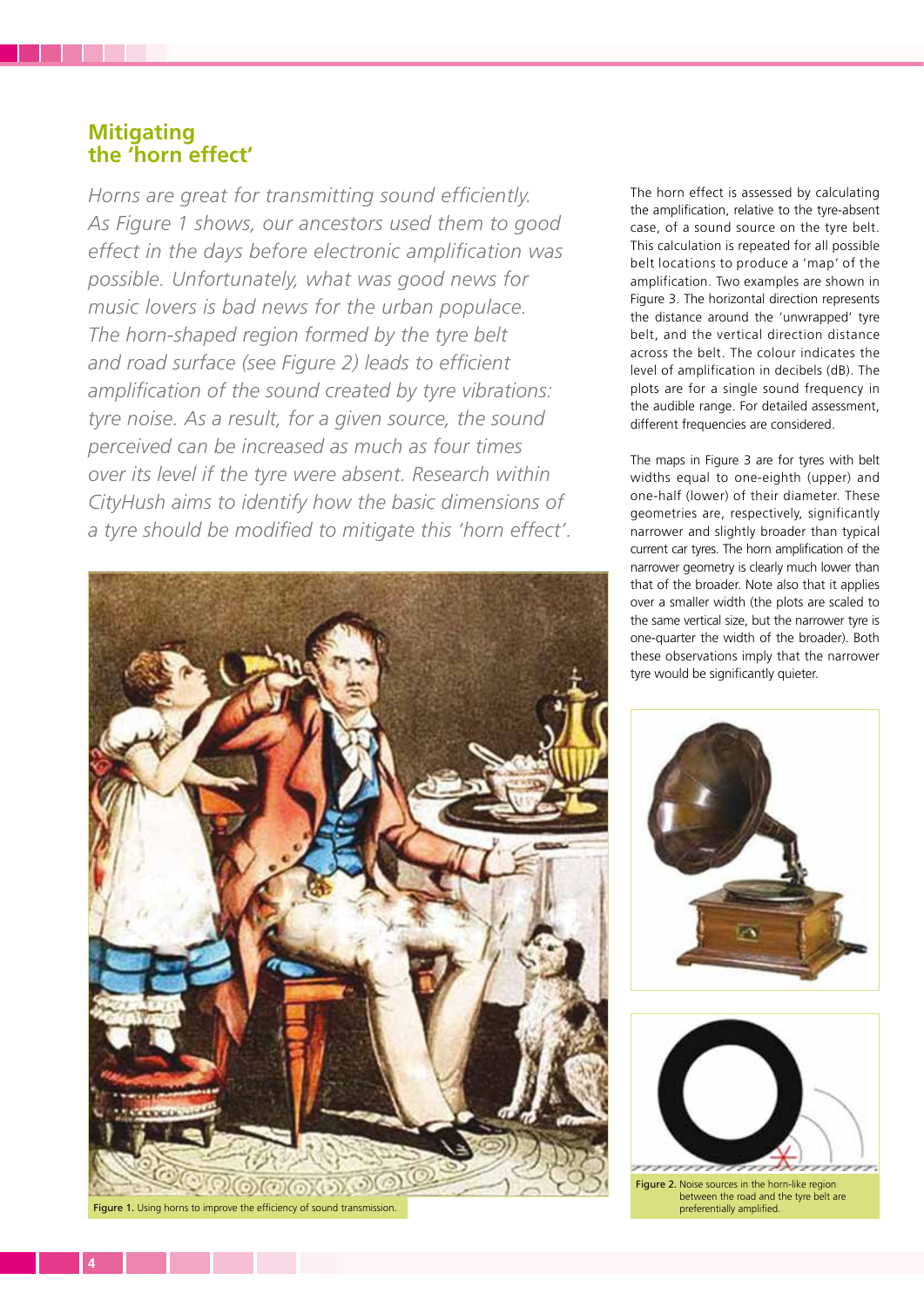## Mitigating the 'horn effect'

*Horns are great for transmitting sound efficiently. As Figure 1 shows, our ancestors used them to good effect in the days before electronic amplification was possible. Unfortunately, what was good news for music lovers is bad news for the urban populace. The horn-shaped region formed by the tyre belt and road surface (see Figure 2) leads to efficient amplification of the sound created by tyre vibrations: tyre noise. As a result, for a given source, the sound perceived can be increased as much as four times over its level if the tyre were absent. Research within CityHush aims to identify how the basic dimensions of a tyre should be modified to mitigate this 'horn effect'.*

Figure 1. Using horns to improve the efficiency of sound transmission.

The horn effect is assessed by calculating the amplification, relative to the tyre-absent case, of a sound source on the tyre belt. This calculation is repeated for all possible belt locations to produce a 'map' of the amplification. Two examples are shown in Figure 3. The horizontal direction represents the distance around the 'unwrapped' tyre belt, and the vertical direction distance across the belt. The colour indicates the level of amplification in decibels (dB). The plots are for a single sound frequency in the audible range. For detailed assessment, different frequencies are considered.

The maps in Figure 3 are for tyres with belt widths equal to one-eighth (upper) and one-half (lower) of their diameter. These geometries are, respectively, significantly narrower and slightly broader than typical current car tyres. The horn amplification of the narrower geometry is clearly much lower than that of the broader. Note also that it applies over a smaller width (the plots are scaled to the same vertical size, but the narrower tyre is one-quarter the width of the broader). Both these observations imply that the narrower tyre would be significantly quieter.

Figure 2. Noise sources in the horn-like region between the road and the tyre belt are preferentially amplified.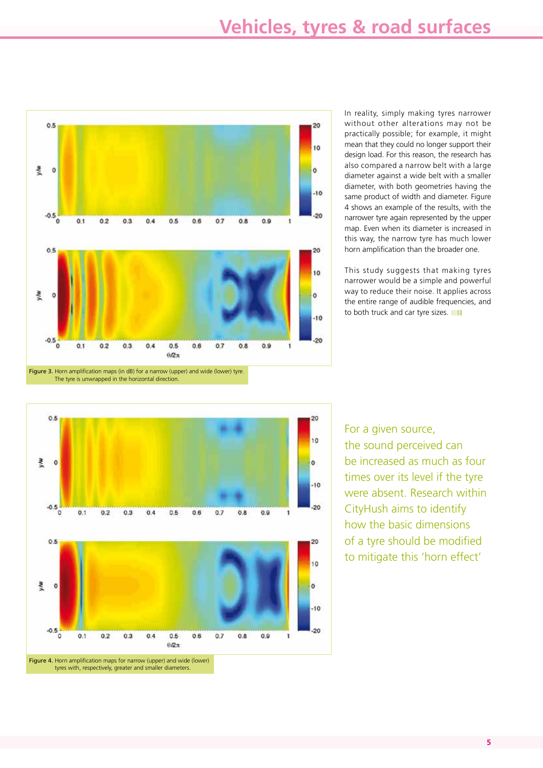Figure 3. Horn amplification maps (in dB) for a narrow (upper) and wide (lower) tyre. The tyre is unwrapped in the horizontal direction.

In reality, simply making tyres narrower without other alterations may not be practically possible; for example, it might mean that they could no longer support their design load. For this reason, the research has also compared a narrow belt with a large diameter against a wide belt with a smaller diameter, with both geometries having the same product of width and diameter. Figure 4 shows an example of the results, with the narrower tyre again represented by the upper map. Even when its diameter is increased in this way, the narrow tyre has much lower horn amplification than the broader one.

This study suggests that making tyres narrower would be a simple and powerful way to reduce their noise. It applies across the entire range of audible frequencies, and to both truck and car tyre sizes.

For a given source, the sound perceived can be increased as much as four times over its level if the tyre were absent. Research within CityHush aims to identify how the basic dimensions of a tyre should be modified to mitigate this 'horn effect'

Figure 4. Horn amplification maps for narrow (upper) and wide (lower) tyres with, respectively, greater and smaller diameters.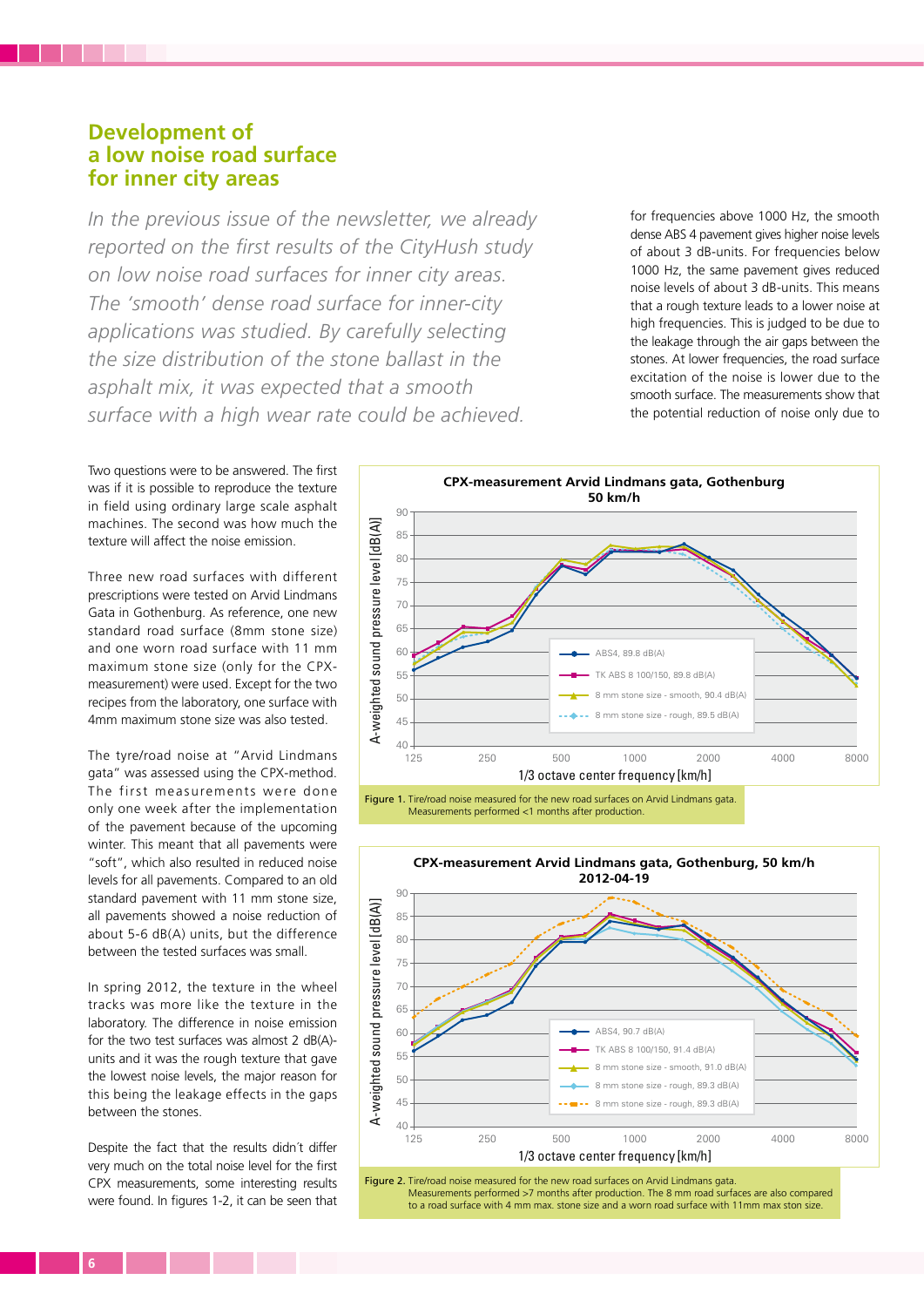## Development of a low noise road surface for inner city areas

*In the previous issue of the newsletter, we already reported on the first results of the CityHush study on low noise road surfaces for inner city areas. The 'smooth' dense road surface for inner-city applications was studied. By carefully selecting the size distribution of the stone ballast in the asphalt mix, it was expected that a smooth surface with a high wear rate could be achieved.*

Two questions were to be answered. The first was if it is possible to reproduce the texture in field using ordinary large scale asphalt machines. The second was how much the texture will affect the noise emission.

Three new road surfaces with different prescriptions were tested on Arvid Lindmans Gata in Gothenburg. As reference, one new standard road surface (8mm stone size) and one worn road surface with 11 mm maximum stone size (only for the CPX-measurement) were used. Except for the two recipes from the laboratory, one surface with 4mm maximum stone size was also tested.

The tyre/road noise at "Arvid Lindmans gata" was assessed using the CPX-method. The first measurements were done only one week after the implementation of the pavement because of the upcoming winter. This meant that all pavements were "soft", which also resulted in reduced noise levels for all pavements. Compared to an old standard pavement with 11 mm stone size, all pavements showed a noise reduction of about 5-6 dB(A) units, but the difference between the tested surfaces was small.

In spring 2012, the texture in the wheel tracks was more like the texture in the laboratory. The difference in noise emission for the two test surfaces was almost 2 dB(A)-units and it was the rough texture that gave the lowest noise levels, the major reason for this being the leakage effects in the gaps between the stones.

Despite the fact that the results didn´t differ very much on the total noise level for the first CPX measurements, some interesting results were found. In figures 1-2, it can be seen that for frequencies above 1000 Hz, the smooth dense ABS 4 pavement gives higher noise levels of about 3 dB-units. For frequencies below 1000 Hz, the same pavement gives reduced noise levels of about 3 dB-units. This means that a rough texture leads to a lower noise at high frequencies. This is judged to be due to the leakage through the air gaps between the stones. At lower frequencies, the road surface excitation of the noise is lower due to the smooth surface. The measurements show that the potential reduction of noise only due to

**CPX-measurement Arvid Lindmans gata, Gothenburg 50 km/h**

(Chart: A-weighted sound pressure level [dB(A)] vs 1/3 octave center frequency [km/h], 125–8000. Legend: ABS4, 89.8 dB(A); TK ABS 8 100/150, 89.8 dB(A); 8 mm stone size - smooth, 90.4 dB(A); 8 mm stone size - rough, 89.5 dB(A))

**Figure 1.** Tire/road noise measured for the new road surfaces on Arvid Lindmans gata. Measurements performed <1 months after production.

**CPX-measurement Arvid Lindmans gata, Gothenburg, 50 km/h 2012-04-19**

(Chart: A-weighted sound pressure level [dB(A)] vs 1/3 octave center frequency [km/h], 125–8000. Legend: ABS4, 90.7 dB(A); TK ABS 8 100/150, 91.4 dB(A); 8 mm stone size - smooth, 91.0 dB(A); 8 mm stone size - rough, 89.3 dB(A); 8 mm stone size - rough, 89.3 dB(A))

**Figure 2.** Tire/road noise measured for the new road surfaces on Arvid Lindmans gata. Measurements performed >7 months after production. The 8 mm road surfaces are also compared to a road surface with 4 mm max. stone size and a worn road surface with 11mm max ston size.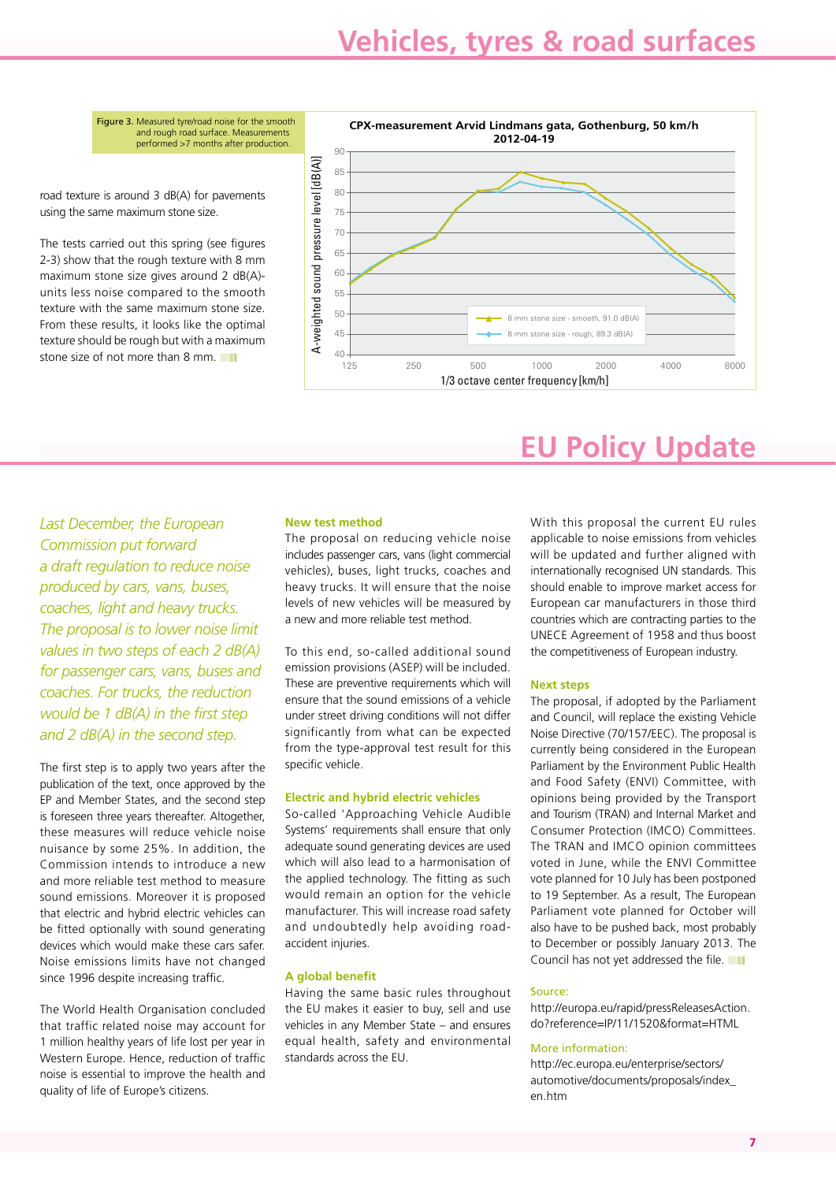# Vehicles, tyres & road surfaces

**Figure 3.** Measured tyre/road noise for the smooth and rough road surface. Measurements performed >7 months after production.

CPX-measurement Arvid Lindmans gata, Gothenburg, 50 km/h 2012-04-19

road texture is around 3 dB(A) for pavements using the same maximum stone size.

The tests carried out this spring (see figures 2-3) show that the rough texture with 8 mm maximum stone size gives around 2 dB(A)-units less noise compared to the smooth texture with the same maximum stone size. From these results, it looks like the optimal texture should be rough but with a maximum stone size of not more than 8 mm.

# EU Policy Update

*Last December, the European Commission put forward a draft regulation to reduce noise produced by cars, vans, buses, coaches, light and heavy trucks. The proposal is to lower noise limit values in two steps of each 2 dB(A) for passenger cars, vans, buses and coaches. For trucks, the reduction would be 1 dB(A) in the first step and 2 dB(A) in the second step.*

The first step is to apply two years after the publication of the text, once approved by the EP and Member States, and the second step is foreseen three years thereafter. Altogether, these measures will reduce vehicle noise nuisance by some 25%. In addition, the Commission intends to introduce a new and more reliable test method to measure sound emissions. Moreover it is proposed that electric and hybrid electric vehicles can be fitted optionally with sound generating devices which would make these cars safer. Noise emissions limits have not changed since 1996 despite increasing traffic.

The World Health Organisation concluded that traffic related noise may account for 1 million healthy years of life lost per year in Western Europe. Hence, reduction of traffic noise is essential to improve the health and quality of life of Europe's citizens.

### New test method

The proposal on reducing vehicle noise includes passenger cars, vans (light commercial vehicles), buses, light trucks, coaches and heavy trucks. It will ensure that the noise levels of new vehicles will be measured by a new and more reliable test method.

To this end, so-called additional sound emission provisions (ASEP) will be included. These are preventive requirements which will ensure that the sound emissions of a vehicle under street driving conditions will not differ significantly from what can be expected from the type-approval test result for this specific vehicle.

### Electric and hybrid electric vehicles

So-called 'Approaching Vehicle Audible Systems' requirements shall ensure that only adequate sound generating devices are used which will also lead to a harmonisation of the applied technology. The fitting as such would remain an option for the vehicle manufacturer. This will increase road safety and undoubtedly help avoiding road-accident injuries.

### A global benefit

Having the same basic rules throughout the EU makes it easier to buy, sell and use vehicles in any Member State – and ensures equal health, safety and environmental standards across the EU.

With this proposal the current EU rules applicable to noise emissions from vehicles will be updated and further aligned with internationally recognised UN standards. This should enable to improve market access for European car manufacturers in those third countries which are contracting parties to the UNECE Agreement of 1958 and thus boost the competitiveness of European industry.

### Next steps

The proposal, if adopted by the Parliament and Council, will replace the existing Vehicle Noise Directive (70/157/EEC). The proposal is currently being considered in the European Parliament by the Environment Public Health and Food Safety (ENVI) Committee, with opinions being provided by the Transport and Tourism (TRAN) and Internal Market and Consumer Protection (IMCO) Committees. The TRAN and IMCO opinion committees voted in June, while the ENVI Committee vote planned for 10 July has been postponed to 19 September. As a result, The European Parliament vote planned for October will also have to be pushed back, most probably to December or possibly January 2013. The Council has not yet addressed the file.

Source:
http://europa.eu/rapid/pressReleasesAction.do?reference=IP/11/1520&format=HTML

More information:
http://ec.europa.eu/enterprise/sectors/automotive/documents/proposals/index_en.htm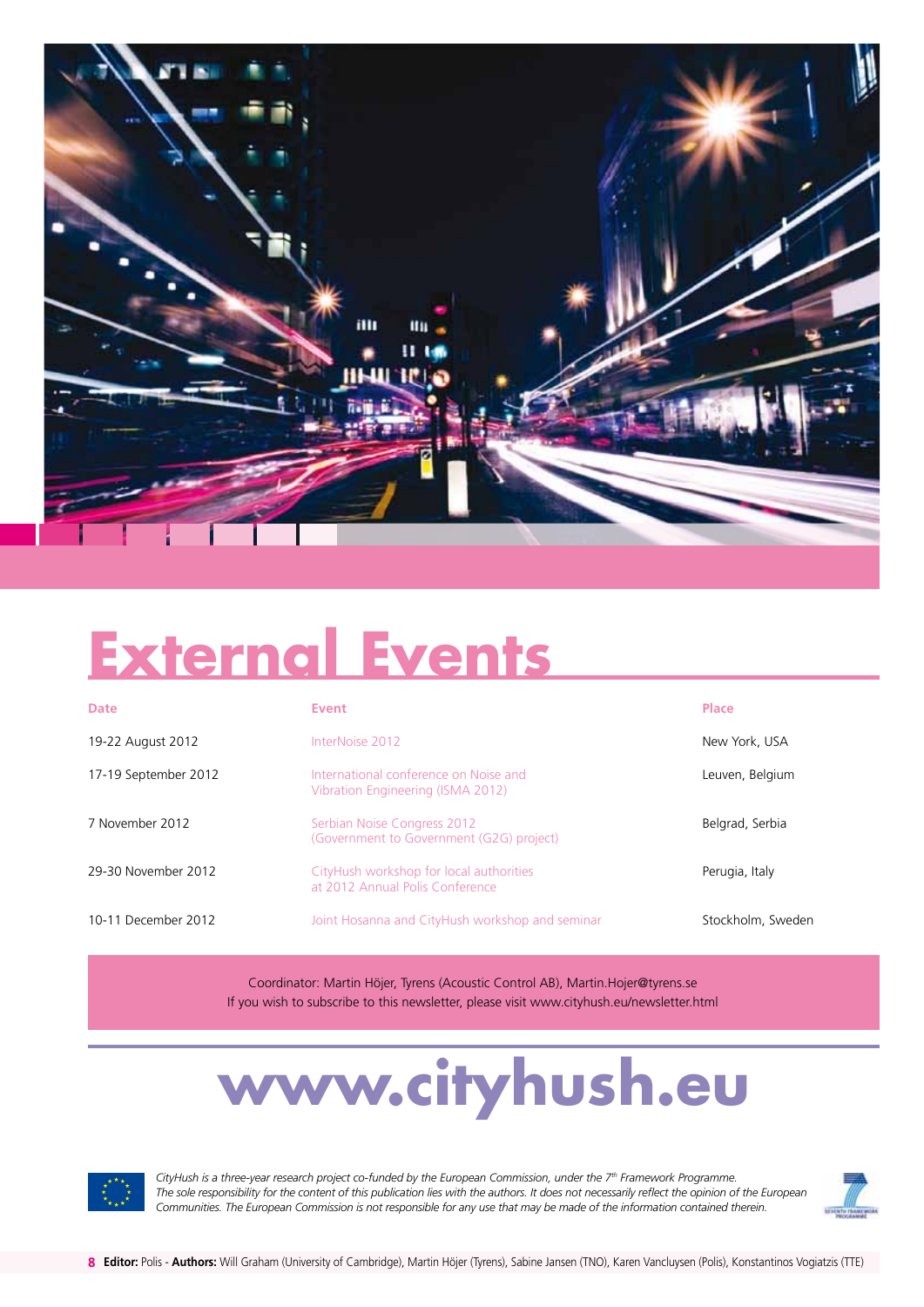# External Events

| Date | Event | Place |
| --- | --- | --- |
| 19-22 August 2012 | InterNoise 2012 | New York, USA |
| 17-19 September 2012 | International conference on Noise and Vibration Engineering (ISMA 2012) | Leuven, Belgium |
| 7 November 2012 | Serbian Noise Congress 2012 (Government to Government (G2G) project) | Belgrad, Serbia |
| 29-30 November 2012 | CityHush workshop for local authorities at 2012 Annual Polis Conference | Perugia, Italy |
| 10-11 December 2012 | Joint Hosanna and CityHush workshop and seminar | Stockholm, Sweden |

Coordinator: Martin Höjer, Tyrens (Acoustic Control AB), Martin.Hojer@tyrens.se
If you wish to subscribe to this newsletter, please visit www.cityhush.eu/newsletter.html

# www.cityhush.eu

*CityHush is a three-year research project co-funded by the European Commission, under the 7th Framework Programme. The sole responsibility for the content of this publication lies with the authors. It does not necessarily reflect the opinion of the European Communities. The European Commission is not responsible for any use that may be made of the information contained therein.*

**Editor:** Polis - **Authors:** Will Graham (University of Cambridge), Martin Höjer (Tyrens), Sabine Jansen (TNO), Karen Vancluysen (Polis), Konstantinos Vogiatzis (TTE)